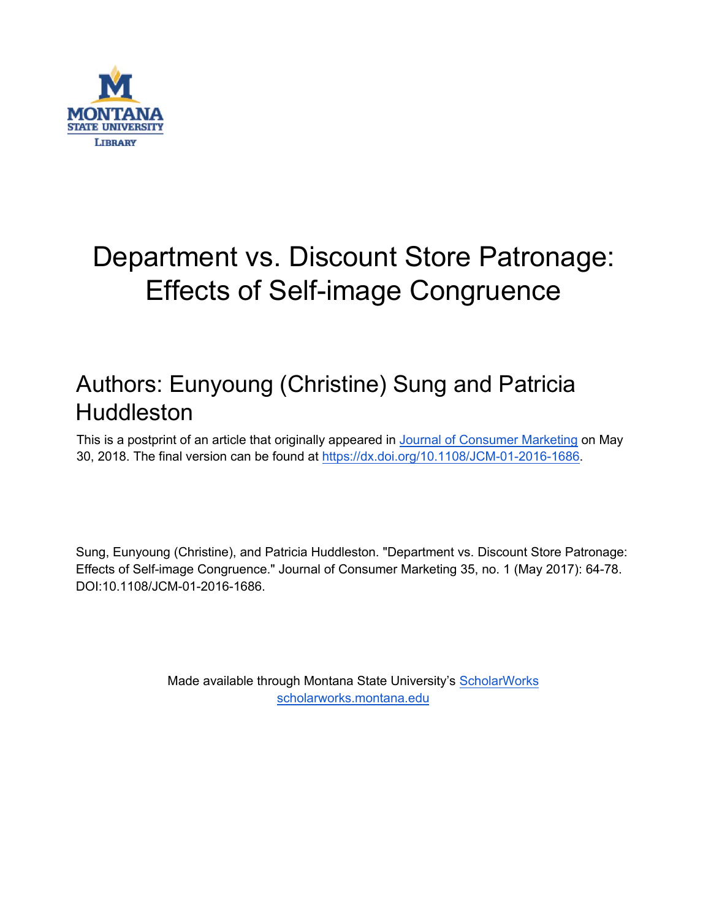# Department vs. Discount Store Patronage: Effects of Self-image Congruence

## Authors: Eunyoung (Christine) Sung and Patricia Huddleston

This is a postprint of an article that originally appeared in Journal of Consumer Marketing on May 30, 2018. The final version can be found at https://dx.doi.org/10.1108/JCM-01-2016-1686.

Sung, Eunyoung (Christine), and Patricia Huddleston. "Department vs. Discount Store Patronage: Effects of Self-image Congruence." Journal of Consumer Marketing 35, no. 1 (May 2017): 64-78. DOI:10.1108/JCM-01-2016-1686.

Made available through Montana State University's ScholarWorks
scholarworks.montana.edu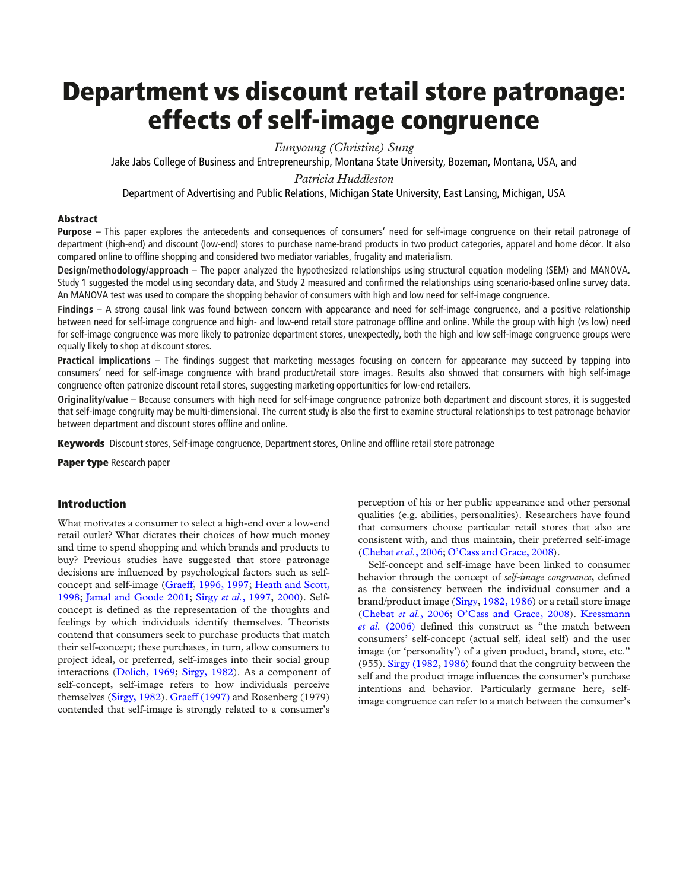# Department vs discount retail store patronage: effects of self-image congruence

*Eunyoung (Christine) Sung*

Jake Jabs College of Business and Entrepreneurship, Montana State University, Bozeman, Montana, USA, and

*Patricia Huddleston*

Department of Advertising and Public Relations, Michigan State University, East Lansing, Michigan, USA

## Abstract

**Purpose** – This paper explores the antecedents and consequences of consumers' need for self-image congruence on their retail patronage of department (high-end) and discount (low-end) stores to purchase name-brand products in two product categories, apparel and home décor. It also compared online to offline shopping and considered two mediator variables, frugality and materialism.

**Design/methodology/approach** – The paper analyzed the hypothesized relationships using structural equation modeling (SEM) and MANOVA. Study 1 suggested the model using secondary data, and Study 2 measured and confirmed the relationships using scenario-based online survey data. An MANOVA test was used to compare the shopping behavior of consumers with high and low need for self-image congruence.

**Findings** – A strong causal link was found between concern with appearance and need for self-image congruence, and a positive relationship between need for self-image congruence and high- and low-end retail store patronage offline and online. While the group with high (vs low) need for self-image congruence was more likely to patronize department stores, unexpectedly, both the high and low self-image congruence groups were equally likely to shop at discount stores.

**Practical implications** – The findings suggest that marketing messages focusing on concern for appearance may succeed by tapping into consumers' need for self-image congruence with brand product/retail store images. Results also showed that consumers with high self-image congruence often patronize discount retail stores, suggesting marketing opportunities for low-end retailers.

**Originality/value** – Because consumers with high need for self-image congruence patronize both department and discount stores, it is suggested that self-image congruity may be multi-dimensional. The current study is also the first to examine structural relationships to test patronage behavior between department and discount stores offline and online.

**Keywords** Discount stores, Self-image congruence, Department stores, Online and offline retail store patronage

**Paper type** Research paper

## Introduction

What motivates a consumer to select a high-end over a low-end retail outlet? What dictates their choices of how much money and time to spend shopping and which brands and products to buy? Previous studies have suggested that store patronage decisions are influenced by psychological factors such as self-concept and self-image (Graeff, 1996, 1997; Heath and Scott, 1998; Jamal and Goode 2001; Sirgy *et al.*, 1997, 2000). Self-concept is defined as the representation of the thoughts and feelings by which individuals identify themselves. Theorists contend that consumers seek to purchase products that match their self-concept; these purchases, in turn, allow consumers to project ideal, or preferred, self-images into their social group interactions (Dolich, 1969; Sirgy, 1982). As a component of self-concept, self-image refers to how individuals perceive themselves (Sirgy, 1982). Graeff (1997) and Rosenberg (1979) contended that self-image is strongly related to a consumer's perception of his or her public appearance and other personal qualities (e.g. abilities, personalities). Researchers have found that consumers choose particular retail stores that also are consistent with, and thus maintain, their preferred self-image (Chebat *et al.*, 2006; O'Cass and Grace, 2008).

Self-concept and self-image have been linked to consumer behavior through the concept of *self-image congruence*, defined as the consistency between the individual consumer and a brand/product image (Sirgy, 1982, 1986) or a retail store image (Chebat *et al.*, 2006; O'Cass and Grace, 2008). Kressmann *et al.* (2006) defined this construct as "the match between consumers' self-concept (actual self, ideal self) and the user image (or 'personality') of a given product, brand, store, etc." (955). Sirgy (1982, 1986) found that the congruity between the self and the product image influences the consumer's purchase intentions and behavior. Particularly germane here, self-image congruence can refer to a match between the consumer's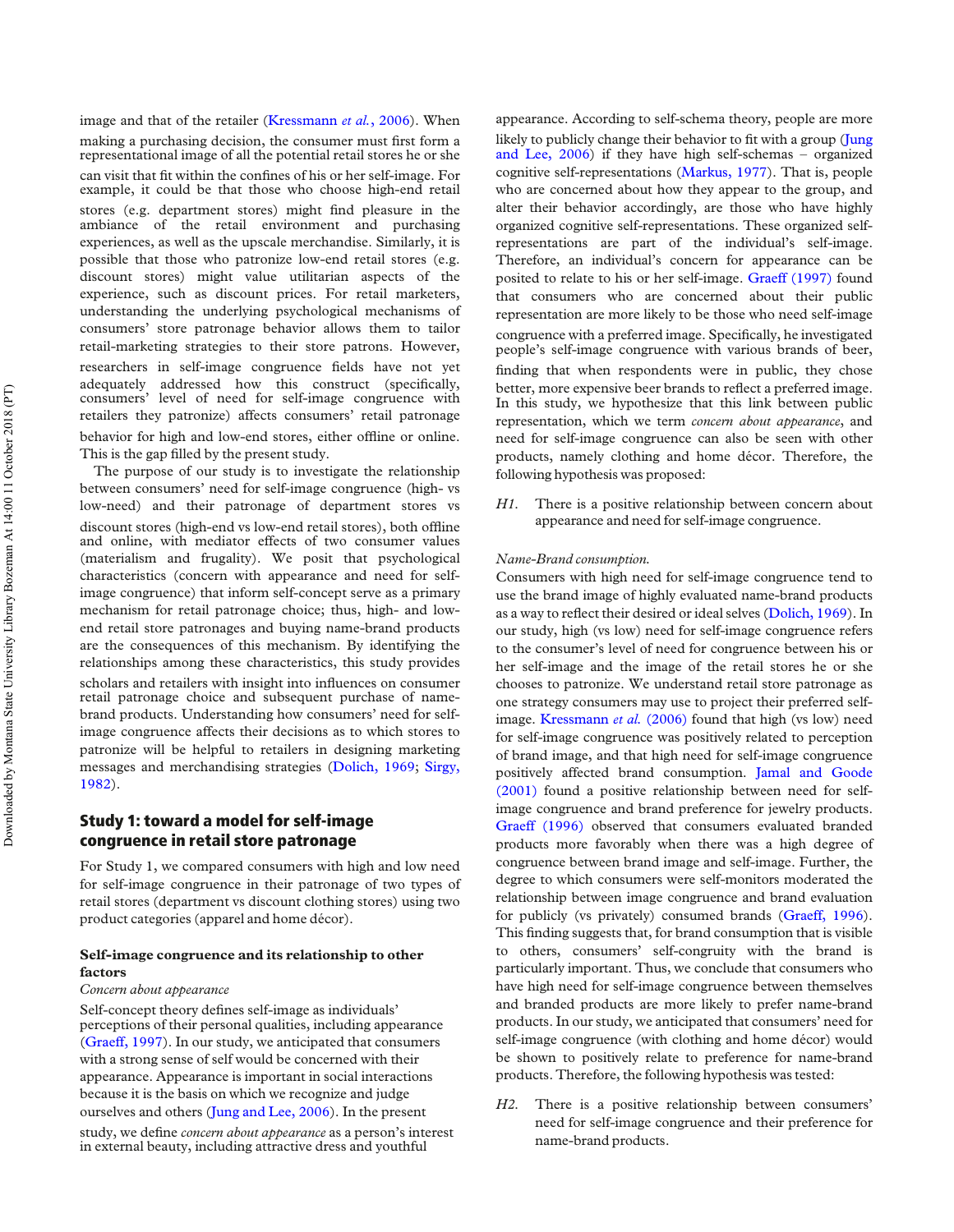image and that of the retailer (Kressmann *et al.*, 2006). When making a purchasing decision, the consumer must first form a representational image of all the potential retail stores he or she can visit that fit within the confines of his or her self-image. For example, it could be that those who choose high-end retail stores (e.g. department stores) might find pleasure in the ambiance of the retail environment and purchasing experiences, as well as the upscale merchandise. Similarly, it is possible that those who patronize low-end retail stores (e.g. discount stores) might value utilitarian aspects of the experience, such as discount prices. For retail marketers, understanding the underlying psychological mechanisms of consumers' store patronage behavior allows them to tailor retail-marketing strategies to their store patrons. However, researchers in self-image congruence fields have not yet adequately addressed how this construct (specifically, consumers' level of need for self-image congruence with retailers they patronize) affects consumers' retail patronage behavior for high and low-end stores, either offline or online. This is the gap filled by the present study.

The purpose of our study is to investigate the relationship between consumers' need for self-image congruence (high- vs low-need) and their patronage of department stores vs discount stores (high-end vs low-end retail stores), both offline and online, with mediator effects of two consumer values (materialism and frugality). We posit that psychological characteristics (concern with appearance and need for self-image congruence) that inform self-concept serve as a primary mechanism for retail patronage choice; thus, high- and low-end retail store patronages and buying name-brand products are the consequences of this mechanism. By identifying the relationships among these characteristics, this study provides scholars and retailers with insight into influences on consumer retail patronage choice and subsequent purchase of name-brand products. Understanding how consumers' need for self-image congruence affects their decisions as to which stores to patronize will be helpful to retailers in designing marketing messages and merchandising strategies (Dolich, 1969; Sirgy, 1982).

## Study 1: toward a model for self-image congruence in retail store patronage

For Study 1, we compared consumers with high and low need for self-image congruence in their patronage of two types of retail stores (department vs discount clothing stores) using two product categories (apparel and home décor).

### Self-image congruence and its relationship to other factors

*Concern about appearance*

Self-concept theory defines self-image as individuals' perceptions of their personal qualities, including appearance (Graeff, 1997). In our study, we anticipated that consumers with a strong sense of self would be concerned with their appearance. Appearance is important in social interactions because it is the basis on which we recognize and judge ourselves and others (Jung and Lee, 2006). In the present study, we define *concern about appearance* as a person's interest in external beauty, including attractive dress and youthful appearance. According to self-schema theory, people are more likely to publicly change their behavior to fit with a group (Jung and Lee, 2006) if they have high self-schemas – organized cognitive self-representations (Markus, 1977). That is, people who are concerned about how they appear to the group, and alter their behavior accordingly, are those who have highly organized cognitive self-representations. These organized self-representations are part of the individual's self-image. Therefore, an individual's concern for appearance can be posited to relate to his or her self-image. Graeff (1997) found that consumers who are concerned about their public representation are more likely to be those who need self-image congruence with a preferred image. Specifically, he investigated people's self-image congruence with various brands of beer, finding that when respondents were in public, they chose better, more expensive beer brands to reflect a preferred image. In this study, we hypothesize that this link between public representation, which we term *concern about appearance*, and need for self-image congruence can also be seen with other products, namely clothing and home décor. Therefore, the following hypothesis was proposed:

*H1.* There is a positive relationship between concern about appearance and need for self-image congruence.

*Name-Brand consumption.*

Consumers with high need for self-image congruence tend to use the brand image of highly evaluated name-brand products as a way to reflect their desired or ideal selves (Dolich, 1969). In our study, high (vs low) need for self-image congruence refers to the consumer's level of need for congruence between his or her self-image and the image of the retail stores he or she chooses to patronize. We understand retail store patronage as one strategy consumers may use to project their preferred self-image. Kressmann *et al.* (2006) found that high (vs low) need for self-image congruence was positively related to perception of brand image, and that high need for self-image congruence positively affected brand consumption. Jamal and Goode (2001) found a positive relationship between need for self-image congruence and brand preference for jewelry products. Graeff (1996) observed that consumers evaluated branded products more favorably when there was a high degree of congruence between brand image and self-image. Further, the degree to which consumers were self-monitors moderated the relationship between image congruence and brand evaluation for publicly (vs privately) consumed brands (Graeff, 1996). This finding suggests that, for brand consumption that is visible to others, consumers' self-congruity with the brand is particularly important. Thus, we conclude that consumers who have high need for self-image congruence between themselves and branded products are more likely to prefer name-brand products. In our study, we anticipated that consumers' need for self-image congruence (with clothing and home décor) would be shown to positively relate to preference for name-brand products. Therefore, the following hypothesis was tested:

*H2.* There is a positive relationship between consumers' need for self-image congruence and their preference for name-brand products.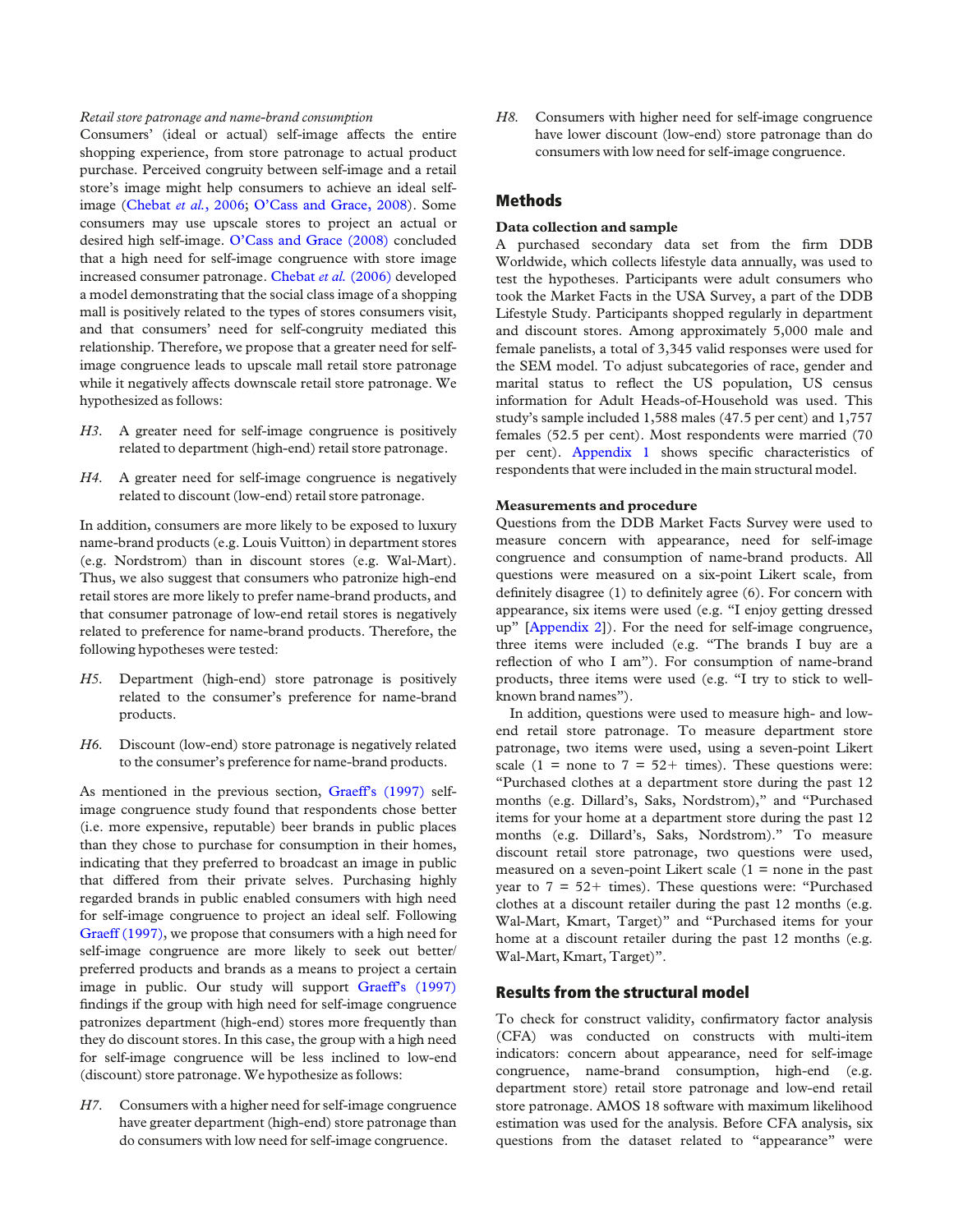*Retail store patronage and name-brand consumption*

Consumers' (ideal or actual) self-image affects the entire shopping experience, from store patronage to actual product purchase. Perceived congruity between self-image and a retail store's image might help consumers to achieve an ideal self-image (Chebat *et al.*, 2006; O'Cass and Grace, 2008). Some consumers may use upscale stores to project an actual or desired high self-image. O'Cass and Grace (2008) concluded that a high need for self-image congruence with store image increased consumer patronage. Chebat *et al.* (2006) developed a model demonstrating that the social class image of a shopping mall is positively related to the types of stores consumers visit, and that consumers' need for self-congruity mediated this relationship. Therefore, we propose that a greater need for self-image congruence leads to upscale mall retail store patronage while it negatively affects downscale retail store patronage. We hypothesized as follows:

*H3.* A greater need for self-image congruence is positively related to department (high-end) retail store patronage.

*H4.* A greater need for self-image congruence is negatively related to discount (low-end) retail store patronage.

In addition, consumers are more likely to be exposed to luxury name-brand products (e.g. Louis Vuitton) in department stores (e.g. Nordstrom) than in discount stores (e.g. Wal-Mart). Thus, we also suggest that consumers who patronize high-end retail stores are more likely to prefer name-brand products, and that consumer patronage of low-end retail stores is negatively related to preference for name-brand products. Therefore, the following hypotheses were tested:

*H5.* Department (high-end) store patronage is positively related to the consumer's preference for name-brand products.

*H6.* Discount (low-end) store patronage is negatively related to the consumer's preference for name-brand products.

As mentioned in the previous section, Graeff's (1997) self-image congruence study found that respondents chose better (i.e. more expensive, reputable) beer brands in public places than they chose to purchase for consumption in their homes, indicating that they preferred to broadcast an image in public that differed from their private selves. Purchasing highly regarded brands in public enabled consumers with high need for self-image congruence to project an ideal self. Following Graeff (1997), we propose that consumers with a high need for self-image congruence are more likely to seek out better/preferred products and brands as a means to project a certain image in public. Our study will support Graeff's (1997) findings if the group with high need for self-image congruence patronizes department (high-end) stores more frequently than they do discount stores. In this case, the group with a high need for self-image congruence will be less inclined to low-end (discount) store patronage. We hypothesize as follows:

*H7.* Consumers with a higher need for self-image congruence have greater department (high-end) store patronage than do consumers with low need for self-image congruence.

*H8.* Consumers with higher need for self-image congruence have lower discount (low-end) store patronage than do consumers with low need for self-image congruence.

## Methods

### Data collection and sample

A purchased secondary data set from the firm DDB Worldwide, which collects lifestyle data annually, was used to test the hypotheses. Participants were adult consumers who took the Market Facts in the USA Survey, a part of the DDB Lifestyle Study. Participants shopped regularly in department and discount stores. Among approximately 5,000 male and female panelists, a total of 3,345 valid responses were used for the SEM model. To adjust subcategories of race, gender and marital status to reflect the US population, US census information for Adult Heads-of-Household was used. This study's sample included 1,588 males (47.5 per cent) and 1,757 females (52.5 per cent). Most respondents were married (70 per cent). Appendix 1 shows specific characteristics of respondents that were included in the main structural model.

### Measurements and procedure

Questions from the DDB Market Facts Survey were used to measure concern with appearance, need for self-image congruence and consumption of name-brand products. All questions were measured on a six-point Likert scale, from definitely disagree (1) to definitely agree (6). For concern with appearance, six items were used (e.g. "I enjoy getting dressed up" [Appendix 2]). For the need for self-image congruence, three items were included (e.g. "The brands I buy are a reflection of who I am"). For consumption of name-brand products, three items were used (e.g. "I try to stick to well-known brand names").

In addition, questions were used to measure high- and low-end retail store patronage. To measure department store patronage, two items were used, using a seven-point Likert scale (1 = none to 7 = 52+ times). These questions were: "Purchased clothes at a department store during the past 12 months (e.g. Dillard's, Saks, Nordstrom)," and "Purchased items for your home at a department store during the past 12 months (e.g. Dillard's, Saks, Nordstrom)." To measure discount retail store patronage, two questions were used, measured on a seven-point Likert scale (1 = none in the past year to 7 = 52+ times). These questions were: "Purchased clothes at a discount retailer during the past 12 months (e.g. Wal-Mart, Kmart, Target)" and "Purchased items for your home at a discount retailer during the past 12 months (e.g. Wal-Mart, Kmart, Target)".

## Results from the structural model

To check for construct validity, confirmatory factor analysis (CFA) was conducted on constructs with multi-item indicators: concern about appearance, need for self-image congruence, name-brand consumption, high-end (e.g. department store) retail store patronage and low-end retail store patronage. AMOS 18 software with maximum likelihood estimation was used for the analysis. Before CFA analysis, six questions from the dataset related to "appearance" were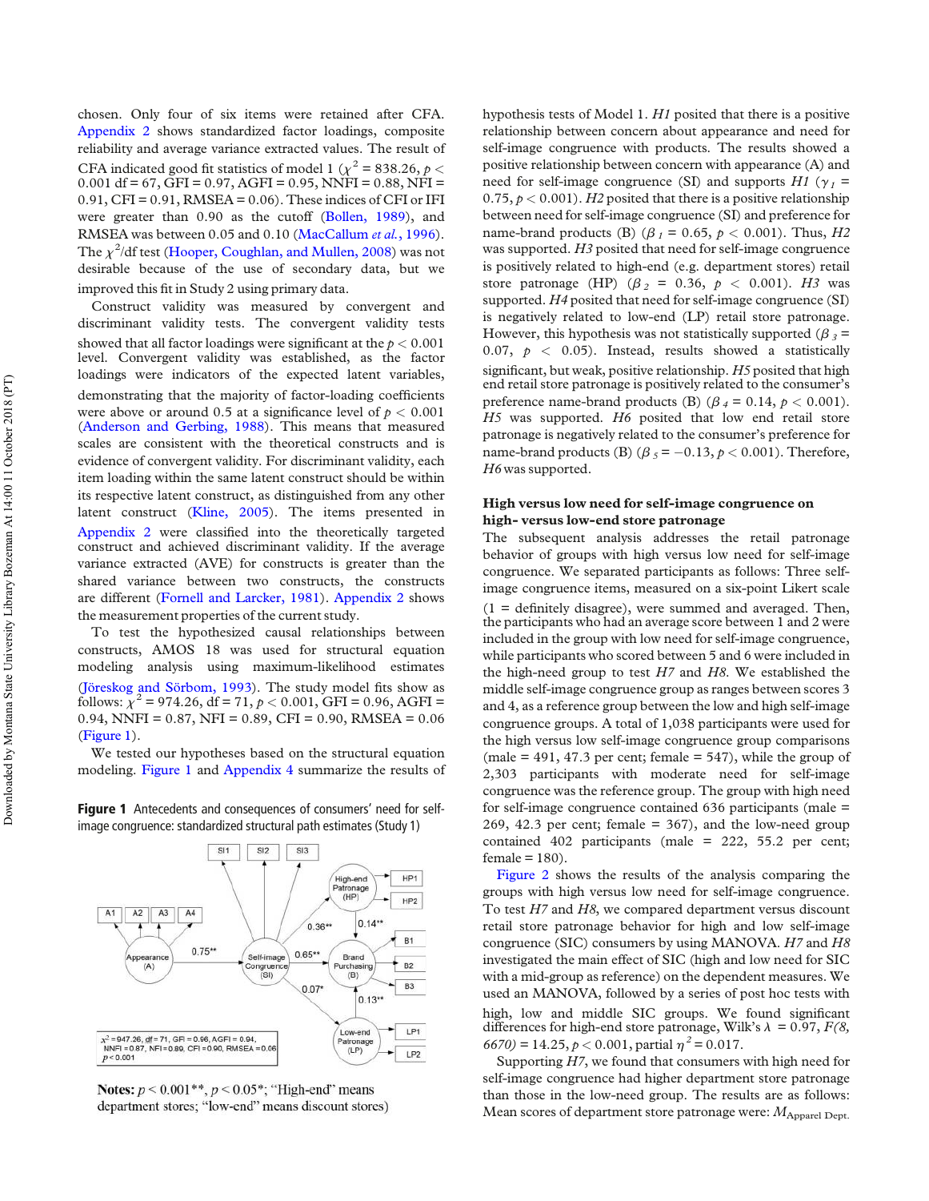chosen. Only four of six items were retained after CFA. Appendix 2 shows standardized factor loadings, composite reliability and average variance extracted values. The result of CFA indicated good fit statistics of model 1 ($\chi^2 = 838.26$, $p < 0.001$ df = 67, GFI = 0.97, AGFI = 0.95, NNFI = 0.88, NFI = 0.91, CFI = 0.91, RMSEA = 0.06). These indices of CFI or IFI were greater than 0.90 as the cutoff (Bollen, 1989), and RMSEA was between 0.05 and 0.10 (MacCallum *et al.*, 1996). The $\chi^2$/df test (Hooper, Coughlan, and Mullen, 2008) was not desirable because of the use of secondary data, but we improved this fit in Study 2 using primary data.

Construct validity was measured by convergent and discriminant validity tests. The convergent validity tests showed that all factor loadings were significant at the $p < 0.001$ level. Convergent validity was established, as the factor loadings were indicators of the expected latent variables, demonstrating that the majority of factor-loading coefficients were above or around 0.5 at a significance level of $p < 0.001$ (Anderson and Gerbing, 1988). This means that measured scales are consistent with the theoretical constructs and is evidence of convergent validity. For discriminant validity, each item loading within the same latent construct should be within its respective latent construct, as distinguished from any other latent construct (Kline, 2005). The items presented in Appendix 2 were classified into the theoretically targeted construct and achieved discriminant validity. If the average variance extracted (AVE) for constructs is greater than the shared variance between two constructs, the constructs are different (Fornell and Larcker, 1981). Appendix 2 shows the measurement properties of the current study.

To test the hypothesized causal relationships between constructs, AMOS 18 was used for structural equation modeling analysis using maximum-likelihood estimates (Jöreskog and Sörbom, 1993). The study model fits show as follows: $\chi^2 = 974.26$, df = 71, $p < 0.001$, GFI = 0.96, AGFI = 0.94, NNFI = 0.87, NFI = 0.89, CFI = 0.90, RMSEA = 0.06 (Figure 1).

We tested our hypotheses based on the structural equation modeling. Figure 1 and Appendix 4 summarize the results of hypothesis tests of Model 1. *H1* posited that there is a positive relationship between concern about appearance and need for self-image congruence with products. The results showed a positive relationship between concern with appearance (A) and need for self-image congruence (SI) and supports *H1* ($\gamma_1$ = 0.75, $p < 0.001$). *H2* posited that there is a positive relationship between need for self-image congruence (SI) and preference for name-brand products (B) ($\beta_1$ = 0.65, $p < 0.001$). Thus, *H2* was supported. *H3* posited that need for self-image congruence is positively related to high-end (e.g. department stores) retail store patronage (HP) ($\beta_2$ = 0.36, $p < 0.001$). *H3* was supported. *H4* posited that need for self-image congruence (SI) is negatively related to low-end (LP) retail store patronage. However, this hypothesis was not statistically supported ($\beta_3$ = 0.07, $p < 0.05$). Instead, results showed a statistically significant, but weak, positive relationship. *H5* posited that high end retail store patronage is positively related to the consumer's preference name-brand products (B) ($\beta_4$ = 0.14, $p < 0.001$). *H5* was supported. *H6* posited that low end retail store patronage is negatively related to the consumer's preference for name-brand products (B) ($\beta_5$ = −0.13, $p < 0.001$). Therefore, *H6* was supported.

**Figure 1** Antecedents and consequences of consumers' need for self-image congruence: standardized structural path estimates (Study 1)

**Notes:** $p < 0.001$**, $p < 0.05$*; "High-end" means department stores; "low-end" means discount stores)

### High versus low need for self-image congruence on high- versus low-end store patronage

The subsequent analysis addresses the retail patronage behavior of groups with high versus low need for self-image congruence. We separated participants as follows: Three self-image congruence items, measured on a six-point Likert scale (1 = definitely disagree), were summed and averaged. Then, the participants who had an average score between 1 and 2 were included in the group with low need for self-image congruence, while participants who scored between 5 and 6 were included in the high-need group to test *H7* and *H8*. We established the middle self-image congruence group as ranges between scores 3 and 4, as a reference group between the low and high self-image congruence groups. A total of 1,038 participants were used for the high versus low self-image congruence group comparisons (male = 491, 47.3 per cent; female = 547), while the group of 2,303 participants with moderate need for self-image congruence was the reference group. The group with high need for self-image congruence contained 636 participants (male = 269, 42.3 per cent; female = 367), and the low-need group contained 402 participants (male = 222, 55.2 per cent; female = 180).

Figure 2 shows the results of the analysis comparing the groups with high versus low need for self-image congruence. To test *H7* and *H8*, we compared department versus discount retail store patronage behavior for high and low self-image congruence (SIC) consumers by using MANOVA. *H7* and *H8* investigated the main effect of SIC (high and low need for SIC with a mid-group as reference) on the dependent measures. We used an MANOVA, followed by a series of post hoc tests with high, low and middle SIC groups. We found significant differences for high-end store patronage, Wilk's $\lambda$ = 0.97, $F(8, 6670) = 14.25$, $p < 0.001$, partial $\eta^2 = 0.017$.

Supporting *H7*, we found that consumers with high need for self-image congruence had higher department store patronage than those in the low-need group. The results are as follows: Mean scores of department store patronage were: $M_{\text{Apparel Dept.}}$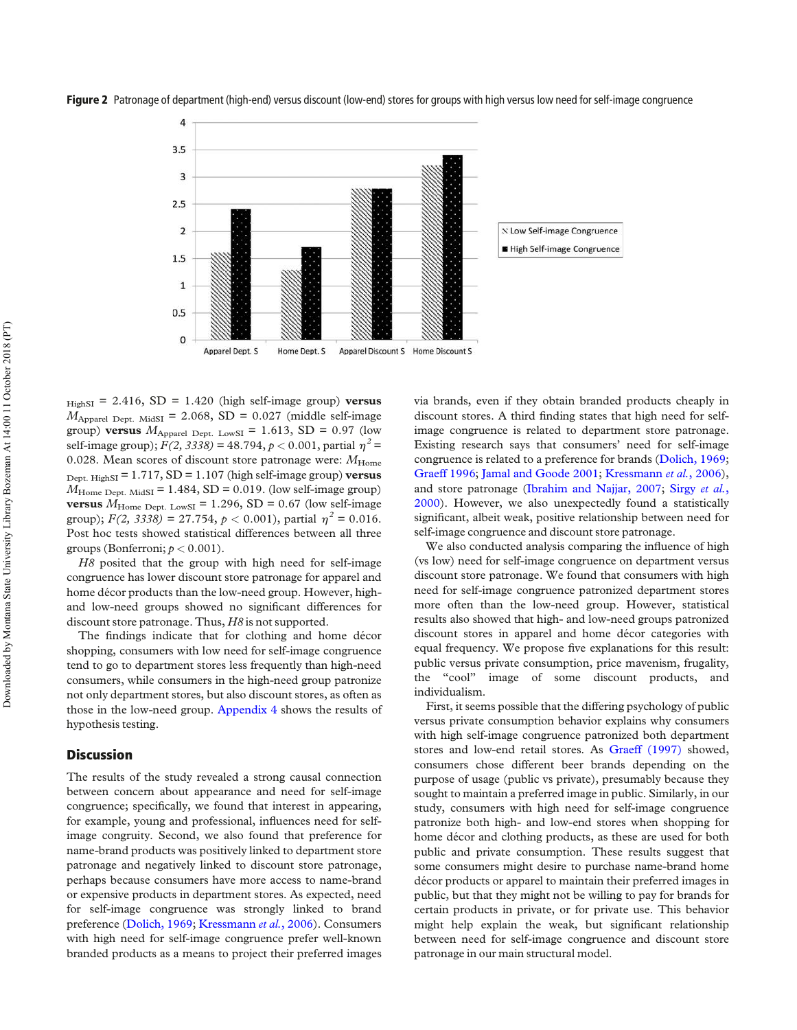**Figure 2** Patronage of department (high-end) versus discount (low-end) stores for groups with high versus low need for self-image congruence

$_{\text{HighSI}}$ = 2.416, SD = 1.420 (high self-image group) **versus** $M_{\text{Apparel Dept. MidSI}}$ = 2.068, SD = 0.027 (middle self-image group) **versus** $M_{\text{Apparel Dept. LowSI}}$ = 1.613, SD = 0.97 (low self-image group); $F(2, 3338)$ = 48.794, $p < 0.001$, partial $\eta^2$ = 0.028. Mean scores of discount store patronage were: $M_{\text{Home Dept. HighSI}}$ = 1.717, SD = 1.107 (high self-image group) **versus** $M_{\text{Home Dept. MidSI}}$ = 1.484, SD = 0.019. (low self-image group) **versus** $M_{\text{Home Dept. LowSI}}$ = 1.296, SD = 0.67 (low self-image group); $F(2, 3338)$ = 27.754, $p < 0.001$), partial $\eta^2$ = 0.016. Post hoc tests showed statistical differences between all three groups (Bonferroni; $p < 0.001$).

*H8* posited that the group with high need for self-image congruence has lower discount store patronage for apparel and home décor products than the low-need group. However, high- and low-need groups showed no significant differences for discount store patronage. Thus, *H8* is not supported.

The findings indicate that for clothing and home décor shopping, consumers with low need for self-image congruence tend to go to department stores less frequently than high-need consumers, while consumers in the high-need group patronize not only department stores, but also discount stores, as often as those in the low-need group. Appendix 4 shows the results of hypothesis testing.

## Discussion

The results of the study revealed a strong causal connection between concern about appearance and need for self-image congruence; specifically, we found that interest in appearing, for example, young and professional, influences need for self-image congruity. Second, we also found that preference for name-brand products was positively linked to department store patronage and negatively linked to discount store patronage, perhaps because consumers have more access to name-brand or expensive products in department stores. As expected, need for self-image congruence was strongly linked to brand preference (Dolich, 1969; Kressmann *et al.*, 2006). Consumers with high need for self-image congruence prefer well-known branded products as a means to project their preferred images via brands, even if they obtain branded products cheaply in discount stores. A third finding states that high need for self-image congruence is related to department store patronage. Existing research says that consumers' need for self-image congruence is related to a preference for brands (Dolich, 1969; Graeff 1996; Jamal and Goode 2001; Kressmann *et al.*, 2006), and store patronage (Ibrahim and Najjar, 2007; Sirgy *et al.*, 2000). However, we also unexpectedly found a statistically significant, albeit weak, positive relationship between need for self-image congruence and discount store patronage.

We also conducted analysis comparing the influence of high (vs low) need for self-image congruence on department versus discount store patronage. We found that consumers with high need for self-image congruence patronized department stores more often than the low-need group. However, statistical results also showed that high- and low-need groups patronized discount stores in apparel and home décor categories with equal frequency. We propose five explanations for this result: public versus private consumption, price mavenism, frugality, the "cool" image of some discount products, and individualism.

First, it seems possible that the differing psychology of public versus private consumption behavior explains why consumers with high self-image congruence patronized both department stores and low-end retail stores. As Graeff (1997) showed, consumers chose different beer brands depending on the purpose of usage (public vs private), presumably because they sought to maintain a preferred image in public. Similarly, in our study, consumers with high need for self-image congruence patronize both high- and low-end stores when shopping for home décor and clothing products, as these are used for both public and private consumption. These results suggest that some consumers might desire to purchase name-brand home décor products or apparel to maintain their preferred images in public, but that they might not be willing to pay for brands for certain products in private, or for private use. This behavior might help explain the weak, but significant relationship between need for self-image congruence and discount store patronage in our main structural model.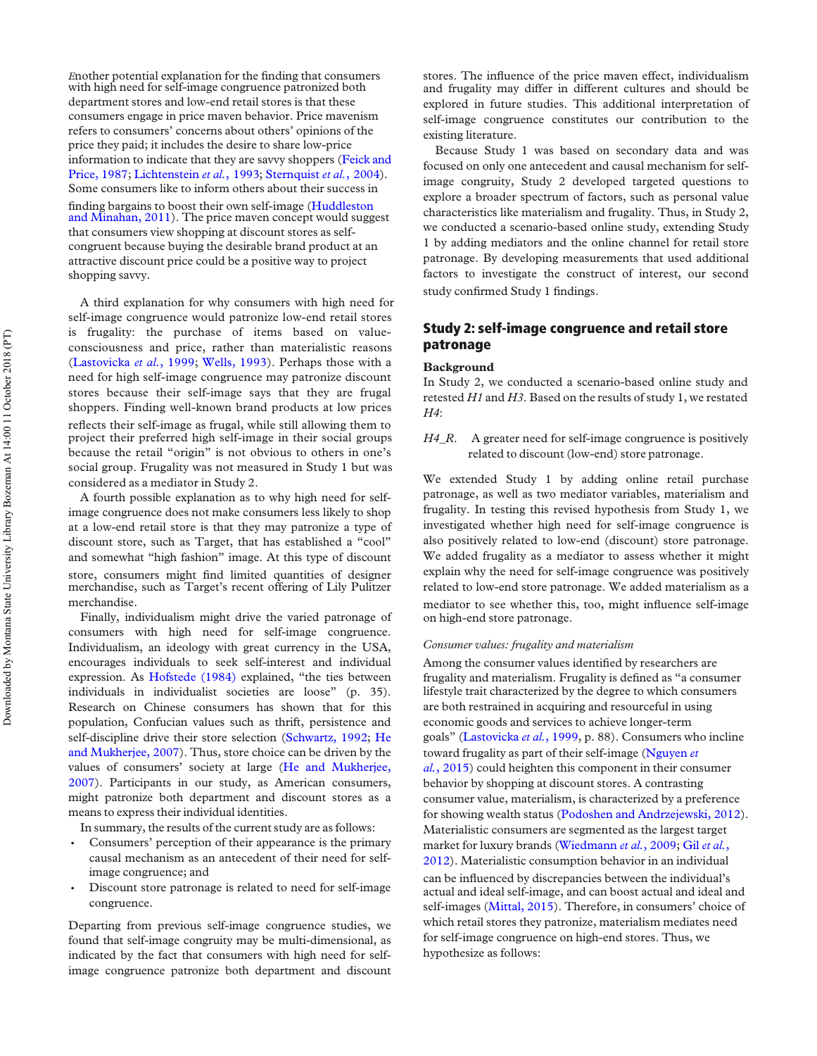Another potential explanation for the finding that consumers with high need for self-image congruence patronized both department stores and low-end retail stores is that these consumers engage in price maven behavior. Price mavenism refers to consumers' concerns about others' opinions of the price they paid; it includes the desire to share low-price information to indicate that they are savvy shoppers (Feick and Price, 1987; Lichtenstein *et al.*, 1993; Sternquist *et al.*, 2004). Some consumers like to inform others about their success in finding bargains to boost their own self-image (Huddleston and Minahan, 2011). The price maven concept would suggest that consumers view shopping at discount stores as self-congruent because buying the desirable brand product at an attractive discount price could be a positive way to project shopping savvy.

A third explanation for why consumers with high need for self-image congruence would patronize low-end retail stores is frugality: the purchase of items based on value-consciousness and price, rather than materialistic reasons (Lastovicka *et al.*, 1999; Wells, 1993). Perhaps those with a need for high self-image congruence may patronize discount stores because their self-image says that they are frugal shoppers. Finding well-known brand products at low prices reflects their self-image as frugal, while still allowing them to project their preferred high self-image in their social groups because the retail "origin" is not obvious to others in one's social group. Frugality was not measured in Study 1 but was considered as a mediator in Study 2.

A fourth possible explanation as to why high need for self-image congruence does not make consumers less likely to shop at a low-end retail store is that they may patronize a type of discount store, such as Target, that has established a "cool" and somewhat "high fashion" image. At this type of discount store, consumers might find limited quantities of designer merchandise, such as Target's recent offering of Lily Pulitzer merchandise.

Finally, individualism might drive the varied patronage of consumers with high need for self-image congruence. Individualism, an ideology with great currency in the USA, encourages individuals to seek self-interest and individual expression. As Hofstede (1984) explained, "the ties between individuals in individualist societies are loose" (p. 35). Research on Chinese consumers has shown that for this population, Confucian values such as thrift, persistence and self-discipline drive their store selection (Schwartz, 1992; He and Mukherjee, 2007). Thus, store choice can be driven by the values of consumers' society at large (He and Mukherjee, 2007). Participants in our study, as American consumers, might patronize both department and discount stores as a means to express their individual identities.

In summary, the results of the current study are as follows:

- Consumers' perception of their appearance is the primary causal mechanism as an antecedent of their need for self-image congruence; and
- Discount store patronage is related to need for self-image congruence.

Departing from previous self-image congruence studies, we found that self-image congruity may be multi-dimensional, as indicated by the fact that consumers with high need for self-image congruence patronize both department and discount stores. The influence of the price maven effect, individualism and frugality may differ in different cultures and should be explored in future studies. This additional interpretation of self-image congruence constitutes our contribution to the existing literature.

Because Study 1 was based on secondary data and was focused on only one antecedent and causal mechanism for self-image congruity, Study 2 developed targeted questions to explore a broader spectrum of factors, such as personal value characteristics like materialism and frugality. Thus, in Study 2, we conducted a scenario-based online study, extending Study 1 by adding mediators and the online channel for retail store patronage. By developing measurements that used additional factors to investigate the construct of interest, our second study confirmed Study 1 findings.

## Study 2: self-image congruence and retail store patronage

### Background

In Study 2, we conducted a scenario-based online study and retested *H1* and *H3*. Based on the results of study 1, we restated *H4*:

*H4_R.* A greater need for self-image congruence is positively related to discount (low-end) store patronage.

We extended Study 1 by adding online retail purchase patronage, as well as two mediator variables, materialism and frugality. In testing this revised hypothesis from Study 1, we investigated whether high need for self-image congruence is also positively related to low-end (discount) store patronage. We added frugality as a mediator to assess whether it might explain why the need for self-image congruence was positively related to low-end store patronage. We added materialism as a mediator to see whether this, too, might influence self-image on high-end store patronage.

#### *Consumer values: frugality and materialism*

Among the consumer values identified by researchers are frugality and materialism. Frugality is defined as "a consumer lifestyle trait characterized by the degree to which consumers are both restrained in acquiring and resourceful in using economic goods and services to achieve longer-term goals" (Lastovicka *et al.*, 1999, p. 88). Consumers who incline toward frugality as part of their self-image (Nguyen *et al.*, 2015) could heighten this component in their consumer behavior by shopping at discount stores. A contrasting consumer value, materialism, is characterized by a preference for showing wealth status (Podoshen and Andrzejewski, 2012). Materialistic consumers are segmented as the largest target market for luxury brands (Wiedmann *et al.*, 2009; Gil *et al.*, 2012). Materialistic consumption behavior in an individual can be influenced by discrepancies between the individual's actual and ideal self-image, and can boost actual and ideal and self-images (Mittal, 2015). Therefore, in consumers' choice of which retail stores they patronize, materialism mediates need for self-image congruence on high-end stores. Thus, we hypothesize as follows: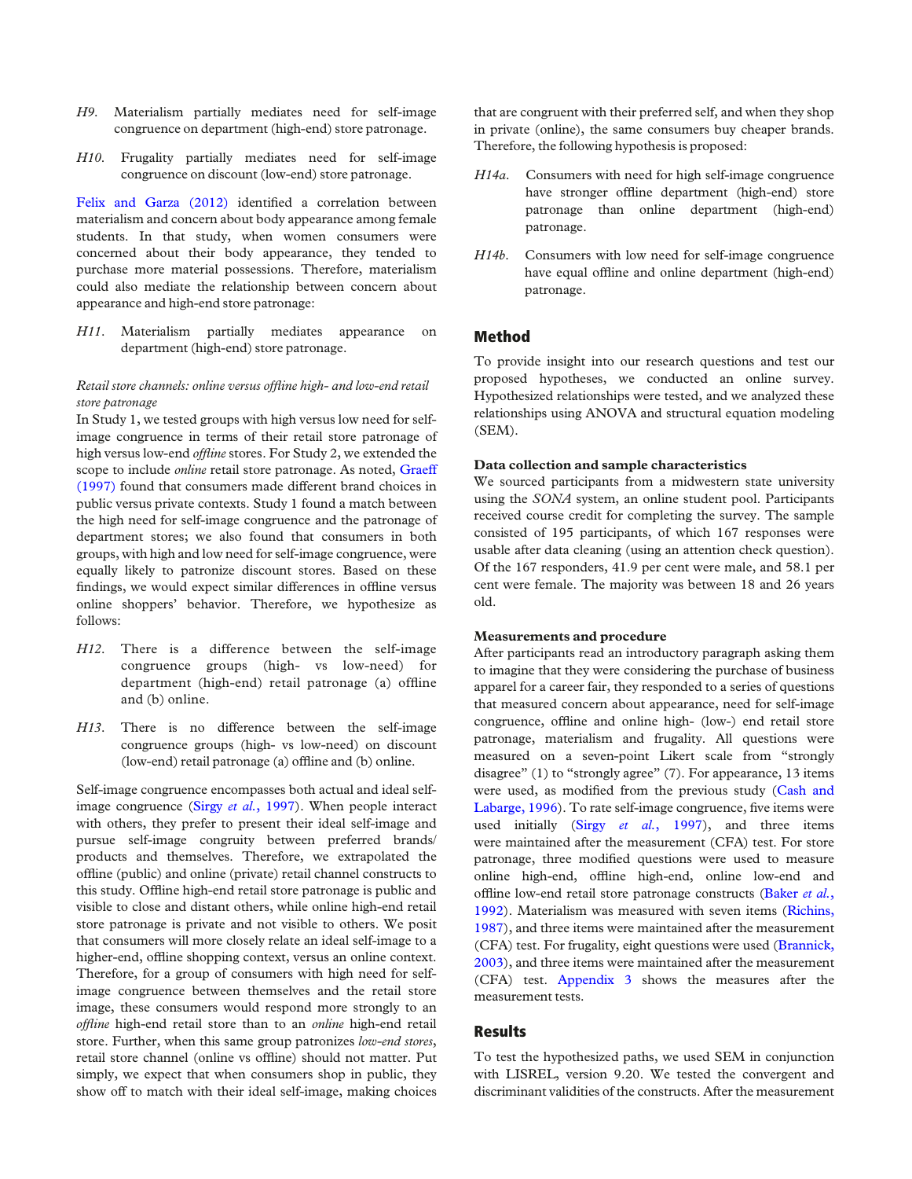*H9*. Materialism partially mediates need for self-image congruence on department (high-end) store patronage.

*H10*. Frugality partially mediates need for self-image congruence on discount (low-end) store patronage.

Felix and Garza (2012) identified a correlation between materialism and concern about body appearance among female students. In that study, when women consumers were concerned about their body appearance, they tended to purchase more material possessions. Therefore, materialism could also mediate the relationship between concern about appearance and high-end store patronage:

*H11*. Materialism partially mediates appearance on department (high-end) store patronage.

*Retail store channels: online versus offline high- and low-end retail store patronage*

In Study 1, we tested groups with high versus low need for self-image congruence in terms of their retail store patronage of high versus low-end *offline* stores. For Study 2, we extended the scope to include *online* retail store patronage. As noted, Graeff (1997) found that consumers made different brand choices in public versus private contexts. Study 1 found a match between the high need for self-image congruence and the patronage of department stores; we also found that consumers in both groups, with high and low need for self-image congruence, were equally likely to patronize discount stores. Based on these findings, we would expect similar differences in offline versus online shoppers' behavior. Therefore, we hypothesize as follows:

*H12*. There is a difference between the self-image congruence groups (high- vs low-need) for department (high-end) retail patronage (a) offline and (b) online.

*H13*. There is no difference between the self-image congruence groups (high- vs low-need) on discount (low-end) retail patronage (a) offline and (b) online.

Self-image congruence encompasses both actual and ideal self-image congruence (Sirgy *et al.*, 1997). When people interact with others, they prefer to present their ideal self-image and pursue self-image congruity between preferred brands/products and themselves. Therefore, we extrapolated the offline (public) and online (private) retail channel constructs to this study. Offline high-end retail store patronage is public and visible to close and distant others, while online high-end retail store patronage is private and not visible to others. We posit that consumers will more closely relate an ideal self-image to a higher-end, offline shopping context, versus an online context. Therefore, for a group of consumers with high need for self-image congruence between themselves and the retail store image, these consumers would respond more strongly to an *offline* high-end retail store than to an *online* high-end retail store. Further, when this same group patronizes *low-end stores*, retail store channel (online vs offline) should not matter. Put simply, we expect that when consumers shop in public, they show off to match with their ideal self-image, making choices that are congruent with their preferred self, and when they shop in private (online), the same consumers buy cheaper brands. Therefore, the following hypothesis is proposed:

*H14a*. Consumers with need for high self-image congruence have stronger offline department (high-end) store patronage than online department (high-end) patronage.

*H14b*. Consumers with low need for self-image congruence have equal offline and online department (high-end) patronage.

## Method

To provide insight into our research questions and test our proposed hypotheses, we conducted an online survey. Hypothesized relationships were tested, and we analyzed these relationships using ANOVA and structural equation modeling (SEM).

### Data collection and sample characteristics

We sourced participants from a midwestern state university using the *SONA* system, an online student pool. Participants received course credit for completing the survey. The sample consisted of 195 participants, of which 167 responses were usable after data cleaning (using an attention check question). Of the 167 responders, 41.9 per cent were male, and 58.1 per cent were female. The majority was between 18 and 26 years old.

### Measurements and procedure

After participants read an introductory paragraph asking them to imagine that they were considering the purchase of business apparel for a career fair, they responded to a series of questions that measured concern about appearance, need for self-image congruence, offline and online high- (low-) end retail store patronage, materialism and frugality. All questions were measured on a seven-point Likert scale from "strongly disagree" (1) to "strongly agree" (7). For appearance, 13 items were used, as modified from the previous study (Cash and Labarge, 1996). To rate self-image congruence, five items were used initially (Sirgy *et al.*, 1997), and three items were maintained after the measurement (CFA) test. For store patronage, three modified questions were used to measure online high-end, offline high-end, online low-end and offline low-end retail store patronage constructs (Baker *et al.*, 1992). Materialism was measured with seven items (Richins, 1987), and three items were maintained after the measurement (CFA) test. For frugality, eight questions were used (Brannick, 2003), and three items were maintained after the measurement (CFA) test. Appendix 3 shows the measures after the measurement tests.

## Results

To test the hypothesized paths, we used SEM in conjunction with LISREL, version 9.20. We tested the convergent and discriminant validities of the constructs. After the measurement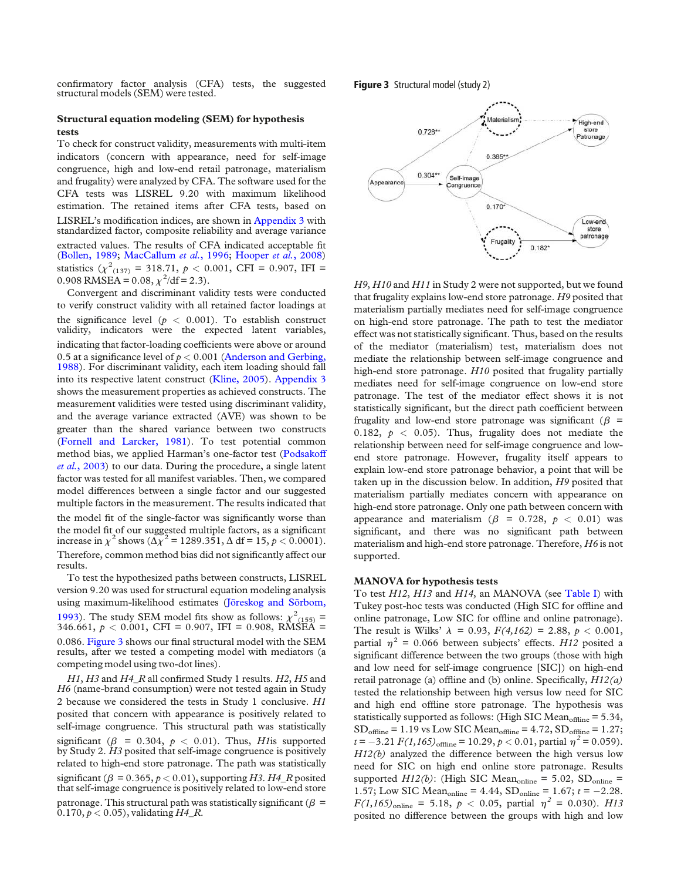confirmatory factor analysis (CFA) tests, the suggested structural models (SEM) were tested.

### Structural equation modeling (SEM) for hypothesis tests

To check for construct validity, measurements with multi-item indicators (concern with appearance, need for self-image congruence, high and low-end retail patronage, materialism and frugality) were analyzed by CFA. The software used for the CFA tests was LISREL 9.20 with maximum likelihood estimation. The retained items after CFA tests, based on LISREL's modification indices, are shown in Appendix 3 with standardized factor, composite reliability and average variance extracted values. The results of CFA indicated acceptable fit (Bollen, 1989; MacCallum *et al.*, 1996; Hooper *et al.*, 2008) statistics ($\chi^2_{(137)}$ = 318.71, $p$ < 0.001, CFI = 0.907, IFI = 0.908 RMSEA = 0.08, $\chi^2$/df = 2.3).

Convergent and discriminant validity tests were conducted to verify construct validity with all retained factor loadings at the significance level ($p$ < 0.001). To establish construct validity, indicators were the expected latent variables, indicating that factor-loading coefficients were above or around 0.5 at a significance level of $p$ < 0.001 (Anderson and Gerbing, 1988). For discriminant validity, each item loading should fall into its respective latent construct (Kline, 2005). Appendix 3 shows the measurement properties as achieved constructs. The measurement validities were tested using discriminant validity, and the average variance extracted (AVE) was shown to be greater than the shared variance between two constructs (Fornell and Larcker, 1981). To test potential common method bias, we applied Harman's one-factor test (Podsakoff *et al.*, 2003) to our data. During the procedure, a single latent factor was tested for all manifest variables. Then, we compared model differences between a single factor and our suggested multiple factors in the measurement. The results indicated that the model fit of the single-factor was significantly worse than the model fit of our suggested multiple factors, as a significant increase in $\chi^2$ shows ($\Delta\chi^2$ = 1289.351, $\Delta$ df = 15, $p$ < 0.0001). Therefore, common method bias did not significantly affect our results.

To test the hypothesized paths between constructs, LISREL version 9.20 was used for structural equation modeling analysis using maximum-likelihood estimates (Jöreskog and Sörbom, 1993). The study SEM model fits show as follows: $\chi^2_{(155)}$ = 346.661, $p$ < 0.001, CFI = 0.907, IFI = 0.908, RMSEA = 0.086. Figure 3 shows our final structural model with the SEM results, after we tested a competing model with mediators (a competing model using two-dot lines).

*H1*, *H3* and *H4_R* all confirmed Study 1 results. *H2*, *H5* and *H6* (name-brand consumption) were not tested again in Study 2 because we considered the tests in Study 1 conclusive. *H1* posited that concern with appearance is positively related to self-image congruence. This structural path was statistically significant ($\beta$ = 0.304, $p$ < 0.01). Thus, *H1* is supported by Study 2. *H3* posited that self-image congruence is positively related to high-end store patronage. The path was statistically significant ($\beta$ = 0.365, $p$ < 0.01), supporting *H3*. *H4_R* posited that self-image congruence is positively related to low-end store patronage. This structural path was statistically significant ($\beta$ = 0.170, $p$ < 0.05), validating *H4_R*.

**Figure 3** Structural model (study 2)

*H9*, *H10* and *H11* in Study 2 were not supported, but we found that frugality explains low-end store patronage. *H9* posited that materialism partially mediates need for self-image congruence on high-end store patronage. The path to test the mediator effect was not statistically significant. Thus, based on the results of the mediator (materialism) test, materialism does not mediate the relationship between self-image congruence and high-end store patronage. *H10* posited that frugality partially mediates need for self-image congruence on low-end store patronage. The test of the mediator effect shows it is not statistically significant, but the direct path coefficient between frugality and low-end store patronage was significant ($\beta$ = 0.182, $p$ < 0.05). Thus, frugality does not mediate the relationship between need for self-image congruence and low-end store patronage. However, frugality itself appears to explain low-end store patronage behavior, a point that will be taken up in the discussion below. In addition, *H9* posited that materialism partially mediates concern with appearance on high-end store patronage. Only one path between concern with appearance and materialism ($\beta$ = 0.728, $p$ < 0.01) was significant, and there was no significant path between materialism and high-end store patronage. Therefore, *H6* is not supported.

### MANOVA for hypothesis tests

To test *H12*, *H13* and *H14*, an MANOVA (see Table I) with Tukey post-hoc tests was conducted (High SIC for offline and online patronage, Low SIC for offline and online patronage). The result is Wilks' $\lambda$ = 0.93, $F(4,162)$ = 2.88, $p$ < 0.001, partial $\eta^2$ = 0.066 between subjects' effects. *H12* posited a significant difference between the two groups (those with high and low need for self-image congruence [SIC]) on high-end retail patronage (a) offline and (b) online. Specifically, *H12(a)* tested the relationship between high versus low need for SIC and high end offline store patronage. The hypothesis was statistically supported as follows: (High SIC $\text{Mean}_{\text{offline}}$ = 5.34, $\text{SD}_{\text{offline}}$ = 1.19 vs Low SIC $\text{Mean}_{\text{offline}}$ = 4.72, $\text{SD}_{\text{offline}}$ = 1.27; $t$ = −3.21 $F(1,165)_{\text{offline}}$ = 10.29, $p$ < 0.01, partial $\eta^2$ = 0.059). *H12(b)* analyzed the difference between the high versus low need for SIC on high end online store patronage. Results supported *H12(b)*: (High SIC $\text{Mean}_{\text{online}}$ = 5.02, $\text{SD}_{\text{online}}$ = 1.57; Low SIC $\text{Mean}_{\text{online}}$ = 4.44, $\text{SD}_{\text{online}}$ = 1.67; $t$ = −2.28. $F(1,165)_{\text{online}}$ = 5.18, $p$ < 0.05, partial $\eta^2$ = 0.030). *H13* posited no difference between the groups with high and low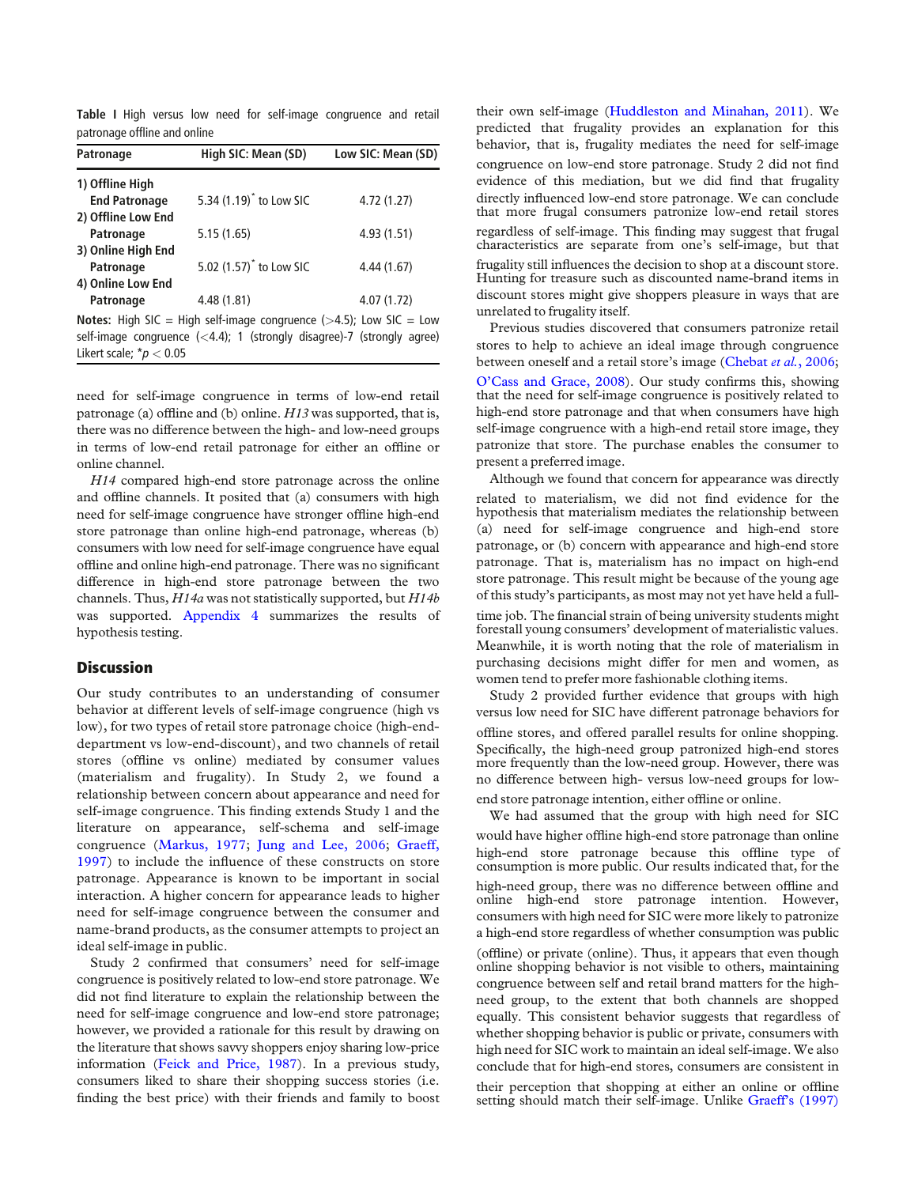**Table 1** High versus low need for self-image congruence and retail patronage offline and online

| Patronage | High SIC: Mean (SD) | Low SIC: Mean (SD) |
|---|---|---|
| 1) Offline High End Patronage | 5.34 (1.19)* to Low SIC | 4.72 (1.27) |
| 2) Offline Low End Patronage | 5.15 (1.65) | 4.93 (1.51) |
| 3) Online High End Patronage | 5.02 (1.57)* to Low SIC | 4.44 (1.67) |
| 4) Online Low End Patronage | 4.48 (1.81) | 4.07 (1.72) |

**Notes:** High SIC = High self-image congruence (>4.5); Low SIC = Low self-image congruence (<4.4); 1 (strongly disagree)-7 (strongly agree) Likert scale; $^*p < 0.05$

need for self-image congruence in terms of low-end retail patronage (a) offline and (b) online. *H13* was supported, that is, there was no difference between the high- and low-need groups in terms of low-end retail patronage for either an offline or online channel.

*H14* compared high-end store patronage across the online and offline channels. It posited that (a) consumers with high need for self-image congruence have stronger offline high-end store patronage than online high-end patronage, whereas (b) consumers with low need for self-image congruence have equal offline and online high-end patronage. There was no significant difference in high-end store patronage between the two channels. Thus, *H14a* was not statistically supported, but *H14b* was supported. Appendix 4 summarizes the results of hypothesis testing.

## Discussion

Our study contributes to an understanding of consumer behavior at different levels of self-image congruence (high vs low), for two types of retail store patronage choice (high-end-department vs low-end-discount), and two channels of retail stores (offline vs online) mediated by consumer values (materialism and frugality). In Study 2, we found a relationship between concern about appearance and need for self-image congruence. This finding extends Study 1 and the literature on appearance, self-schema and self-image congruence (Markus, 1977; Jung and Lee, 2006; Graeff, 1997) to include the influence of these constructs on store patronage. Appearance is known to be important in social interaction. A higher concern for appearance leads to higher need for self-image congruence between the consumer and name-brand products, as the consumer attempts to project an ideal self-image in public.

Study 2 confirmed that consumers' need for self-image congruence is positively related to low-end store patronage. We did not find literature to explain the relationship between the need for self-image congruence and low-end store patronage; however, we provided a rationale for this result by drawing on the literature that shows savvy shoppers enjoy sharing low-price information (Feick and Price, 1987). In a previous study, consumers liked to share their shopping success stories (i.e. finding the best price) with their friends and family to boost their own self-image (Huddleston and Minahan, 2011). We predicted that frugality provides an explanation for this behavior, that is, frugality mediates the need for self-image congruence on low-end store patronage. Study 2 did not find evidence of this mediation, but we did find that frugality directly influenced low-end store patronage. We can conclude that more frugal consumers patronize low-end retail stores regardless of self-image. This finding may suggest that frugal characteristics are separate from one's self-image, but that frugality still influences the decision to shop at a discount store. Hunting for treasure such as discounted name-brand items in discount stores might give shoppers pleasure in ways that are unrelated to frugality itself.

Previous studies discovered that consumers patronize retail stores to help to achieve an ideal image through congruence between oneself and a retail store's image (Chebat *et al.*, 2006; O'Cass and Grace, 2008). Our study confirms this, showing that the need for self-image congruence is positively related to high-end store patronage and that when consumers have high self-image congruence with a high-end retail store image, they patronize that store. The purchase enables the consumer to present a preferred image.

Although we found that concern for appearance was directly related to materialism, we did not find evidence for the hypothesis that materialism mediates the relationship between (a) need for self-image congruence and high-end store patronage, or (b) concern with appearance and high-end store patronage. That is, materialism has no impact on high-end store patronage. This result might be because of the young age of this study's participants, as most may not yet have held a full-time job. The financial strain of being university students might forestall young consumers' development of materialistic values. Meanwhile, it is worth noting that the role of materialism in purchasing decisions might differ for men and women, as women tend to prefer more fashionable clothing items.

Study 2 provided further evidence that groups with high versus low need for SIC have different patronage behaviors for offline stores, and offered parallel results for online shopping. Specifically, the high-need group patronized high-end stores more frequently than the low-need group. However, there was no difference between high- versus low-need groups for low-end store patronage intention, either offline or online.

We had assumed that the group with high need for SIC would have higher offline high-end store patronage than online high-end store patronage because this offline type of consumption is more public. Our results indicated that, for the high-need group, there was no difference between offline and online high-end store patronage intention. However, consumers with high need for SIC were more likely to patronize a high-end store regardless of whether consumption was public (offline) or private (online). Thus, it appears that even though online shopping behavior is not visible to others, maintaining congruence between self and retail brand matters for the high-need group, to the extent that both channels are shopped equally. This consistent behavior suggests that regardless of whether shopping behavior is public or private, consumers with high need for SIC work to maintain an ideal self-image. We also conclude that for high-end stores, consumers are consistent in their perception that shopping at either an online or offline setting should match their self-image. Unlike Graeff's (1997)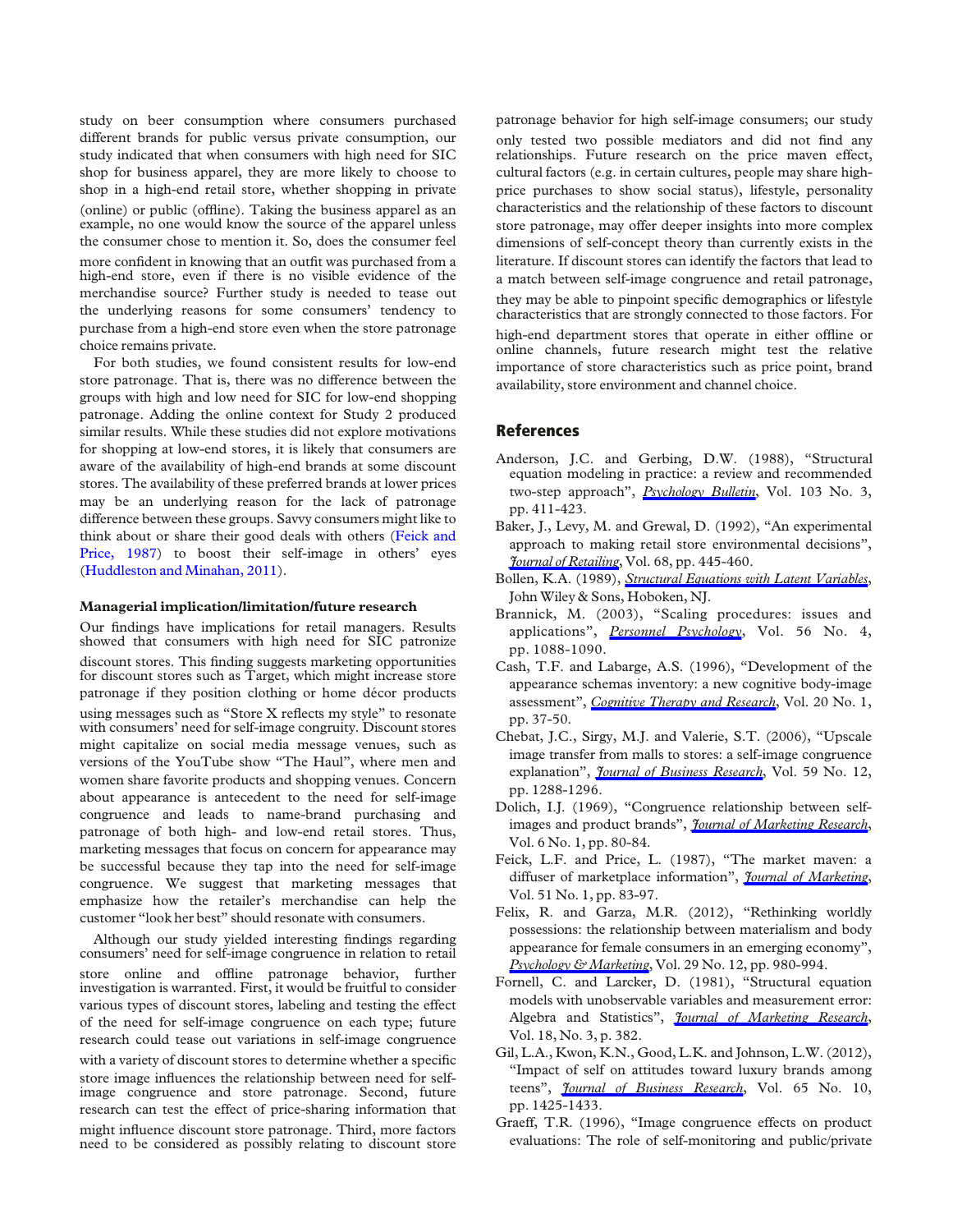study on beer consumption where consumers purchased different brands for public versus private consumption, our study indicated that when consumers with high need for SIC shop for business apparel, they are more likely to choose to shop in a high-end retail store, whether shopping in private (online) or public (offline). Taking the business apparel as an example, no one would know the source of the apparel unless the consumer chose to mention it. So, does the consumer feel more confident in knowing that an outfit was purchased from a high-end store, even if there is no visible evidence of the merchandise source? Further study is needed to tease out the underlying reasons for some consumers' tendency to purchase from a high-end store even when the store patronage choice remains private.

For both studies, we found consistent results for low-end store patronage. That is, there was no difference between the groups with high and low need for SIC for low-end shopping patronage. Adding the online context for Study 2 produced similar results. While these studies did not explore motivations for shopping at low-end stores, it is likely that consumers are aware of the availability of high-end brands at some discount stores. The availability of these preferred brands at lower prices may be an underlying reason for the lack of patronage difference between these groups. Savvy consumers might like to think about or share their good deals with others (Feick and Price, 1987) to boost their self-image in others' eyes (Huddleston and Minahan, 2011).

### Managerial implication/limitation/future research

Our findings have implications for retail managers. Results showed that consumers with high need for SIC patronize discount stores. This finding suggests marketing opportunities for discount stores such as Target, which might increase store patronage if they position clothing or home décor products using messages such as "Store X reflects my style" to resonate with consumers' need for self-image congruity. Discount stores might capitalize on social media message venues, such as versions of the YouTube show "The Haul", where men and women share favorite products and shopping venues. Concern about appearance is antecedent to the need for self-image congruence and leads to name-brand purchasing and patronage of both high- and low-end retail stores. Thus, marketing messages that focus on concern for appearance may be successful because they tap into the need for self-image congruence. We suggest that marketing messages that emphasize how the retailer's merchandise can help the customer "look her best" should resonate with consumers.

Although our study yielded interesting findings regarding consumers' need for self-image congruence in relation to retail store online and offline patronage behavior, further investigation is warranted. First, it would be fruitful to consider various types of discount stores, labeling and testing the effect of the need for self-image congruence on each type; future research could tease out variations in self-image congruence with a variety of discount stores to determine whether a specific store image influences the relationship between need for self-image congruence and store patronage. Second, future research can test the effect of price-sharing information that might influence discount store patronage. Third, more factors need to be considered as possibly relating to discount store patronage behavior for high self-image consumers; our study only tested two possible mediators and did not find any relationships. Future research on the price maven effect, cultural factors (e.g. in certain cultures, people may share high-price purchases to show social status), lifestyle, personality characteristics and the relationship of these factors to discount store patronage, may offer deeper insights into more complex dimensions of self-concept theory than currently exists in the literature. If discount stores can identify the factors that lead to a match between self-image congruence and retail patronage, they may be able to pinpoint specific demographics or lifestyle characteristics that are strongly connected to those factors. For high-end department stores that operate in either offline or online channels, future research might test the relative importance of store characteristics such as price point, brand availability, store environment and channel choice.

## References

Anderson, J.C. and Gerbing, D.W. (1988), "Structural equation modeling in practice: a review and recommended two-step approach", *Psychology Bulletin*, Vol. 103 No. 3, pp. 411-423.

Baker, J., Levy, M. and Grewal, D. (1992), "An experimental approach to making retail store environmental decisions", *Journal of Retailing*, Vol. 68, pp. 445-460.

Bollen, K.A. (1989), *Structural Equations with Latent Variables*, John Wiley & Sons, Hoboken, NJ.

Brannick, M. (2003), "Scaling procedures: issues and applications", *Personnel Psychology*, Vol. 56 No. 4, pp. 1088-1090.

Cash, T.F. and Labarge, A.S. (1996), "Development of the appearance schemas inventory: a new cognitive body-image assessment", *Cognitive Therapy and Research*, Vol. 20 No. 1, pp. 37-50.

Chebat, J.C., Sirgy, M.J. and Valerie, S.T. (2006), "Upscale image transfer from malls to stores: a self-image congruence explanation", *Journal of Business Research*, Vol. 59 No. 12, pp. 1288-1296.

Dolich, I.J. (1969), "Congruence relationship between self-images and product brands", *Journal of Marketing Research*, Vol. 6 No. 1, pp. 80-84.

Feick, L.F. and Price, L. (1987), "The market maven: a diffuser of marketplace information", *Journal of Marketing*, Vol. 51 No. 1, pp. 83-97.

Felix, R. and Garza, M.R. (2012), "Rethinking worldly possessions: the relationship between materialism and body appearance for female consumers in an emerging economy", *Psychology & Marketing*, Vol. 29 No. 12, pp. 980-994.

Fornell, C. and Larcker, D. (1981), "Structural equation models with unobservable variables and measurement error: Algebra and Statistics", *Journal of Marketing Research*, Vol. 18, No. 3, p. 382.

Gil, L.A., Kwon, K.N., Good, L.K. and Johnson, L.W. (2012), "Impact of self on attitudes toward luxury brands among teens", *Journal of Business Research*, Vol. 65 No. 10, pp. 1425-1433.

Graeff, T.R. (1996), "Image congruence effects on product evaluations: The role of self-monitoring and public/private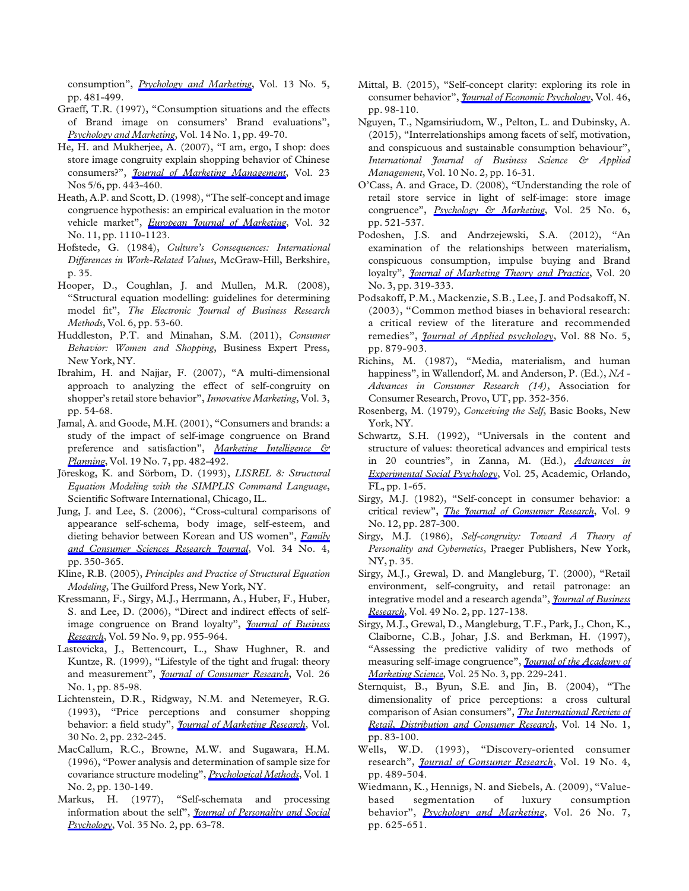consumption", *Psychology and Marketing*, Vol. 13 No. 5, pp. 481-499.

Graeff, T.R. (1997), "Consumption situations and the effects of Brand image on consumers' Brand evaluations", *Psychology and Marketing*, Vol. 14 No. 1, pp. 49-70.

He, H. and Mukherjee, A. (2007), "I am, ergo, I shop: does store image congruity explain shopping behavior of Chinese consumers?", *Journal of Marketing Management*, Vol. 23 Nos 5/6, pp. 443-460.

Heath, A.P. and Scott, D. (1998), "The self-concept and image congruence hypothesis: an empirical evaluation in the motor vehicle market", *European Journal of Marketing*, Vol. 32 No. 11, pp. 1110-1123.

Hofstede, G. (1984), *Culture's Consequences: International Differences in Work-Related Values*, McGraw-Hill, Berkshire, p. 35.

Hooper, D., Coughlan, J. and Mullen, M.R. (2008), "Structural equation modelling: guidelines for determining model fit", *The Electronic Journal of Business Research Methods*, Vol. 6, pp. 53-60.

Huddleston, P.T. and Minahan, S.M. (2011), *Consumer Behavior: Women and Shopping*, Business Expert Press, New York, NY.

Ibrahim, H. and Najjar, F. (2007), "A multi-dimensional approach to analyzing the effect of self-congruity on shopper's retail store behavior", *Innovative Marketing*, Vol. 3, pp. 54-68.

Jamal, A. and Goode, M.H. (2001), "Consumers and brands: a study of the impact of self-image congruence on Brand preference and satisfaction", *Marketing Intelligence & Planning*, Vol. 19 No. 7, pp. 482-492.

Jöreskog, K. and Sörbom, D. (1993), *LISREL 8: Structural Equation Modeling with the SIMPLIS Command Language*, Scientific Software International, Chicago, IL.

Jung, J. and Lee, S. (2006), "Cross-cultural comparisons of appearance self-schema, body image, self-esteem, and dieting behavior between Korean and US women", *Family and Consumer Sciences Research Journal*, Vol. 34 No. 4, pp. 350-365.

Kline, R.B. (2005), *Principles and Practice of Structural Equation Modeling*, The Guilford Press, New York, NY.

Kressmann, F., Sirgy, M.J., Herrmann, A., Huber, F., Huber, S. and Lee, D. (2006), "Direct and indirect effects of self-image congruence on Brand loyalty", *Journal of Business Research*, Vol. 59 No. 9, pp. 955-964.

Lastovicka, J., Bettencourt, L., Shaw Hughner, R. and Kuntze, R. (1999), "Lifestyle of the tight and frugal: theory and measurement", *Journal of Consumer Research*, Vol. 26 No. 1, pp. 85-98.

Lichtenstein, D.R., Ridgway, N.M. and Netemeyer, R.G. (1993), "Price perceptions and consumer shopping behavior: a field study", *Journal of Marketing Research*, Vol. 30 No. 2, pp. 232-245.

MacCallum, R.C., Browne, M.W. and Sugawara, H.M. (1996), "Power analysis and determination of sample size for covariance structure modeling", *Psychological Methods*, Vol. 1 No. 2, pp. 130-149.

Markus, H. (1977), "Self-schemata and processing information about the self", *Journal of Personality and Social Psychology*, Vol. 35 No. 2, pp. 63-78.

Mittal, B. (2015), "Self-concept clarity: exploring its role in consumer behavior", *Journal of Economic Psychology*, Vol. 46, pp. 98-110.

Nguyen, T., Ngamsiriudom, W., Pelton, L. and Dubinsky, A. (2015), "Interrelationships among facets of self, motivation, and conspicuous and sustainable consumption behaviour", *International Journal of Business Science & Applied Management*, Vol. 10 No. 2, pp. 16-31.

O'Cass, A. and Grace, D. (2008), "Understanding the role of retail store service in light of self-image: store image congruence", *Psychology & Marketing*, Vol. 25 No. 6, pp. 521-537.

Podoshen, J.S. and Andrzejewski, S.A. (2012), "An examination of the relationships between materialism, conspicuous consumption, impulse buying and Brand loyalty", *Journal of Marketing Theory and Practice*, Vol. 20 No. 3, pp. 319-333.

Podsakoff, P.M., Mackenzie, S.B., Lee, J. and Podsakoff, N. (2003), "Common method biases in behavioral research: a critical review of the literature and recommended remedies", *Journal of Applied psychology*, Vol. 88 No. 5, pp. 879-903.

Richins, M. (1987), "Media, materialism, and human happiness", in Wallendorf, M. and Anderson, P. (Ed.), *NA - Advances in Consumer Research (14)*, Association for Consumer Research, Provo, UT, pp. 352-356.

Rosenberg, M. (1979), *Conceiving the Self*, Basic Books, New York, NY.

Schwartz, S.H. (1992), "Universals in the content and structure of values: theoretical advances and empirical tests in 20 countries", in Zanna, M. (Ed.), *Advances in Experimental Social Psychology*, Vol. 25, Academic, Orlando, FL, pp. 1-65.

Sirgy, M.J. (1982), "Self-concept in consumer behavior: a critical review", *The Journal of Consumer Research*, Vol. 9 No. 12, pp. 287-300.

Sirgy, M.J. (1986), *Self-congruity: Toward A Theory of Personality and Cybernetics*, Praeger Publishers, New York, NY, p. 35.

Sirgy, M.J., Grewal, D. and Mangleburg, T. (2000), "Retail environment, self-congruity, and retail patronage: an integrative model and a research agenda", *Journal of Business Research*, Vol. 49 No. 2, pp. 127-138.

Sirgy, M.J., Grewal, D., Mangleburg, T.F., Park, J., Chon, K., Claiborne, C.B., Johar, J.S. and Berkman, H. (1997), "Assessing the predictive validity of two methods of measuring self-image congruence", *Journal of the Academy of Marketing Science*, Vol. 25 No. 3, pp. 229-241.

Sternquist, B., Byun, S.E. and Jin, B. (2004), "The dimensionality of price perceptions: a cross cultural comparison of Asian consumers", *The International Review of Retail, Distribution and Consumer Research*, Vol. 14 No. 1, pp. 83-100.

Wells, W.D. (1993), "Discovery-oriented consumer research", *Journal of Consumer Research*, Vol. 19 No. 4, pp. 489-504.

Wiedmann, K., Hennigs, N. and Siebels, A. (2009), "Value-based segmentation of luxury consumption behavior", *Psychology and Marketing*, Vol. 26 No. 7, pp. 625-651.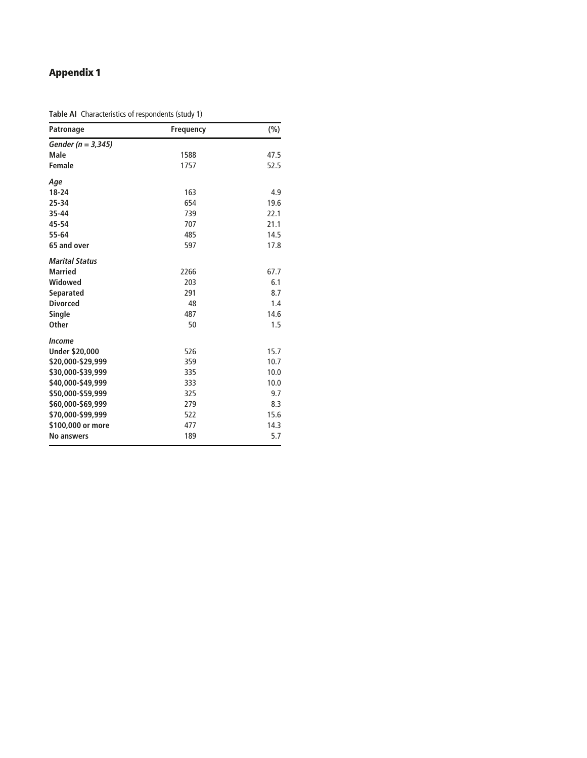# Appendix 1

**Table AI** Characteristics of respondents (study 1)

| Patronage | Frequency | (%) |
|---|---|---|
| *Gender (n = 3,345)* | | |
| **Male** | 1588 | 47.5 |
| **Female** | 1757 | 52.5 |
| ***Age*** | | |
| **18-24** | 163 | 4.9 |
| **25-34** | 654 | 19.6 |
| **35-44** | 739 | 22.1 |
| **45-54** | 707 | 21.1 |
| **55-64** | 485 | 14.5 |
| **65 and over** | 597 | 17.8 |
| ***Marital Status*** | | |
| **Married** | 2266 | 67.7 |
| **Widowed** | 203 | 6.1 |
| **Separated** | 291 | 8.7 |
| **Divorced** | 48 | 1.4 |
| **Single** | 487 | 14.6 |
| **Other** | 50 | 1.5 |
| ***Income*** | | |
| **Under $20,000** | 526 | 15.7 |
| **$20,000-$29,999** | 359 | 10.7 |
| **$30,000-$39,999** | 335 | 10.0 |
| **$40,000-$49,999** | 333 | 10.0 |
| **$50,000-$59,999** | 325 | 9.7 |
| **$60,000-$69,999** | 279 | 8.3 |
| **$70,000-$99,999** | 522 | 15.6 |
| **$100,000 or more** | 477 | 14.3 |
| **No answers** | 189 | 5.7 |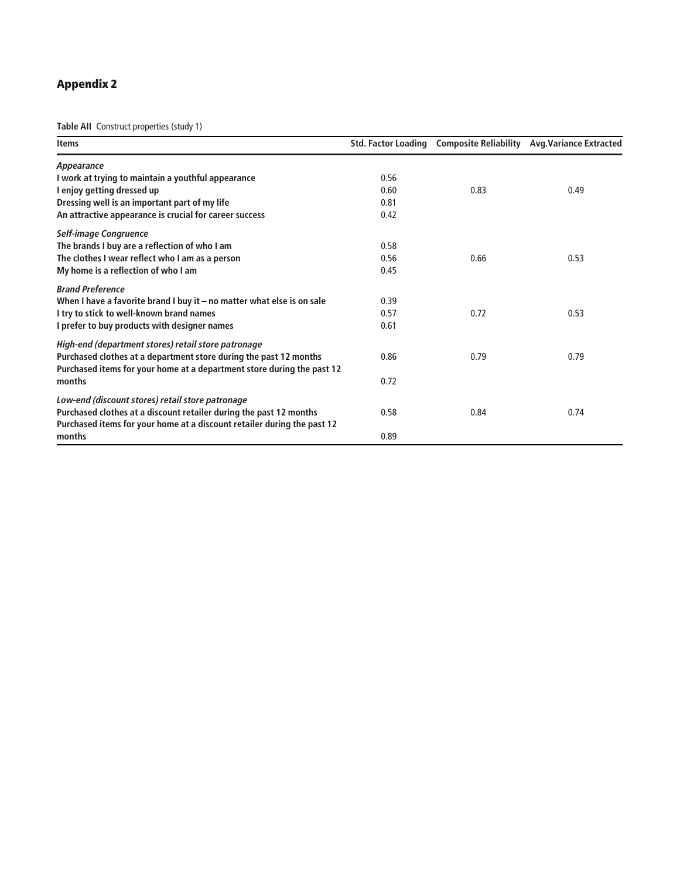## Appendix 2

**Table AII** Construct properties (study 1)

| Items | Std. Factor Loading | Composite Reliability | Avg.Variance Extracted |
|---|---|---|---|
| ***Appearance*** | | | |
| **I work at trying to maintain a youthful appearance** | 0.56 | | |
| **I enjoy getting dressed up** | 0.60 | 0.83 | 0.49 |
| **Dressing well is an important part of my life** | 0.81 | | |
| **An attractive appearance is crucial for career success** | 0.42 | | |
| ***Self-image Congruence*** | | | |
| **The brands I buy are a reflection of who I am** | 0.58 | | |
| **The clothes I wear reflect who I am as a person** | 0.56 | 0.66 | 0.53 |
| **My home is a reflection of who I am** | 0.45 | | |
| ***Brand Preference*** | | | |
| **When I have a favorite brand I buy it – no matter what else is on sale** | 0.39 | | |
| **I try to stick to well-known brand names** | 0.57 | 0.72 | 0.53 |
| **I prefer to buy products with designer names** | 0.61 | | |
| ***High-end (department stores) retail store patronage*** | | | |
| **Purchased clothes at a department store during the past 12 months** | 0.86 | 0.79 | 0.79 |
| **Purchased items for your home at a department store during the past 12 months** | 0.72 | | |
| ***Low-end (discount stores) retail store patronage*** | | | |
| **Purchased clothes at a discount retailer during the past 12 months** | 0.58 | 0.84 | 0.74 |
| **Purchased items for your home at a discount retailer during the past 12 months** | 0.89 | | |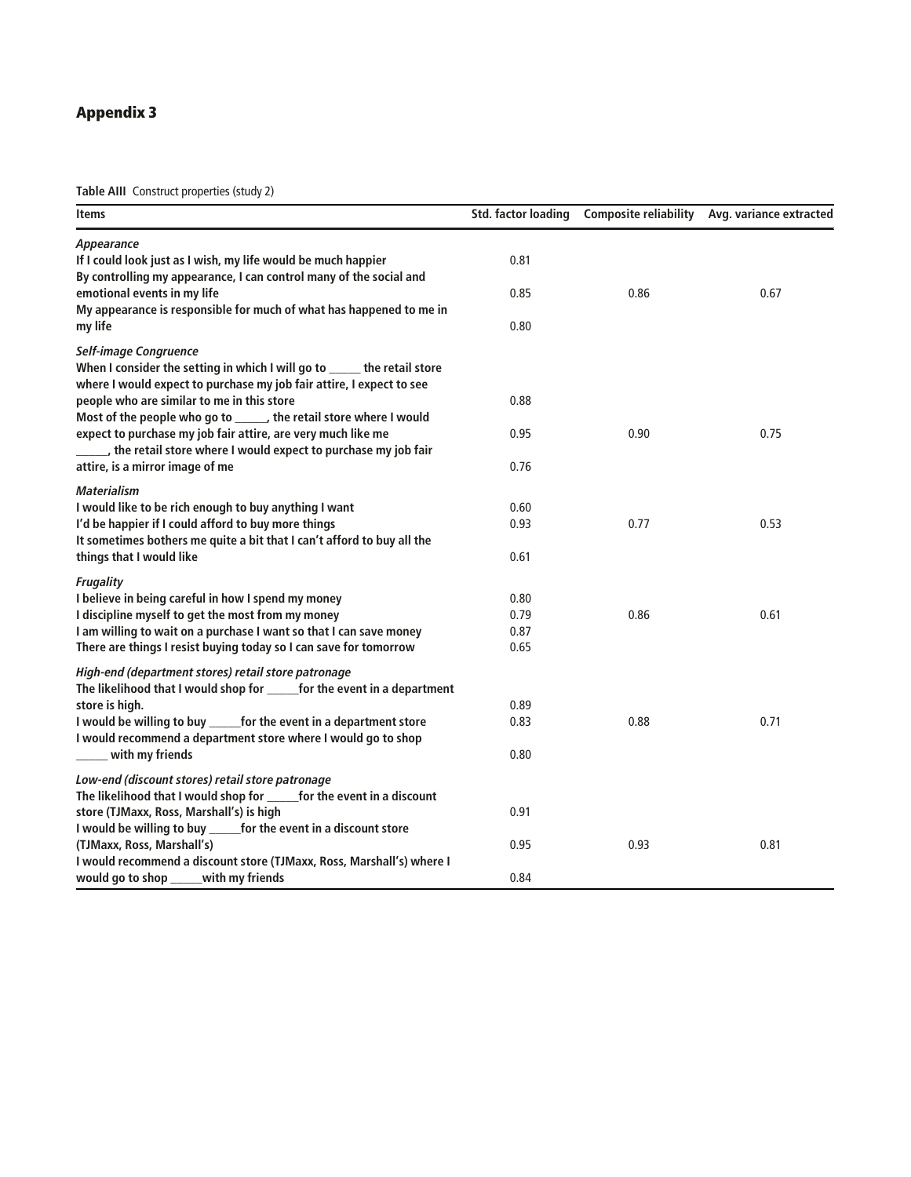## Appendix 3

**Table AIII** Construct properties (study 2)

| Items | Std. factor loading | Composite reliability | Avg. variance extracted |
|---|---|---|---|
| ***Appearance*** | | | |
| If I could look just as I wish, my life would be much happier | 0.81 | | |
| By controlling my appearance, I can control many of the social and emotional events in my life | 0.85 | 0.86 | 0.67 |
| My appearance is responsible for much of what has happened to me in my life | 0.80 | | |
| ***Self-image Congruence*** | | | |
| When I consider the setting in which I will go to _____ the retail store where I would expect to purchase my job fair attire, I expect to see people who are similar to me in this store | 0.88 | | |
| Most of the people who go to _____, the retail store where I would expect to purchase my job fair attire, are very much like me | 0.95 | 0.90 | 0.75 |
| _____, the retail store where I would expect to purchase my job fair attire, is a mirror image of me | 0.76 | | |
| ***Materialism*** | | | |
| I would like to be rich enough to buy anything I want | 0.60 | | |
| I'd be happier if I could afford to buy more things | 0.93 | 0.77 | 0.53 |
| It sometimes bothers me quite a bit that I can't afford to buy all the things that I would like | 0.61 | | |
| ***Frugality*** | | | |
| I believe in being careful in how I spend my money | 0.80 | | |
| I discipline myself to get the most from my money | 0.79 | 0.86 | 0.61 |
| I am willing to wait on a purchase I want so that I can save money | 0.87 | | |
| There are things I resist buying today so I can save for tomorrow | 0.65 | | |
| ***High-end (department stores) retail store patronage*** | | | |
| The likelihood that I would shop for _____for the event in a department store is high. | 0.89 | | |
| I would be willing to buy _____for the event in a department store | 0.83 | 0.88 | 0.71 |
| I would recommend a department store where I would go to shop _____ with my friends | 0.80 | | |
| ***Low-end (discount stores) retail store patronage*** | | | |
| The likelihood that I would shop for _____for the event in a discount store (TJMaxx, Ross, Marshall's) is high | 0.91 | | |
| I would be willing to buy _____for the event in a discount store (TJMaxx, Ross, Marshall's) | 0.95 | 0.93 | 0.81 |
| I would recommend a discount store (TJMaxx, Ross, Marshall's) where I would go to shop _____with my friends | 0.84 | | |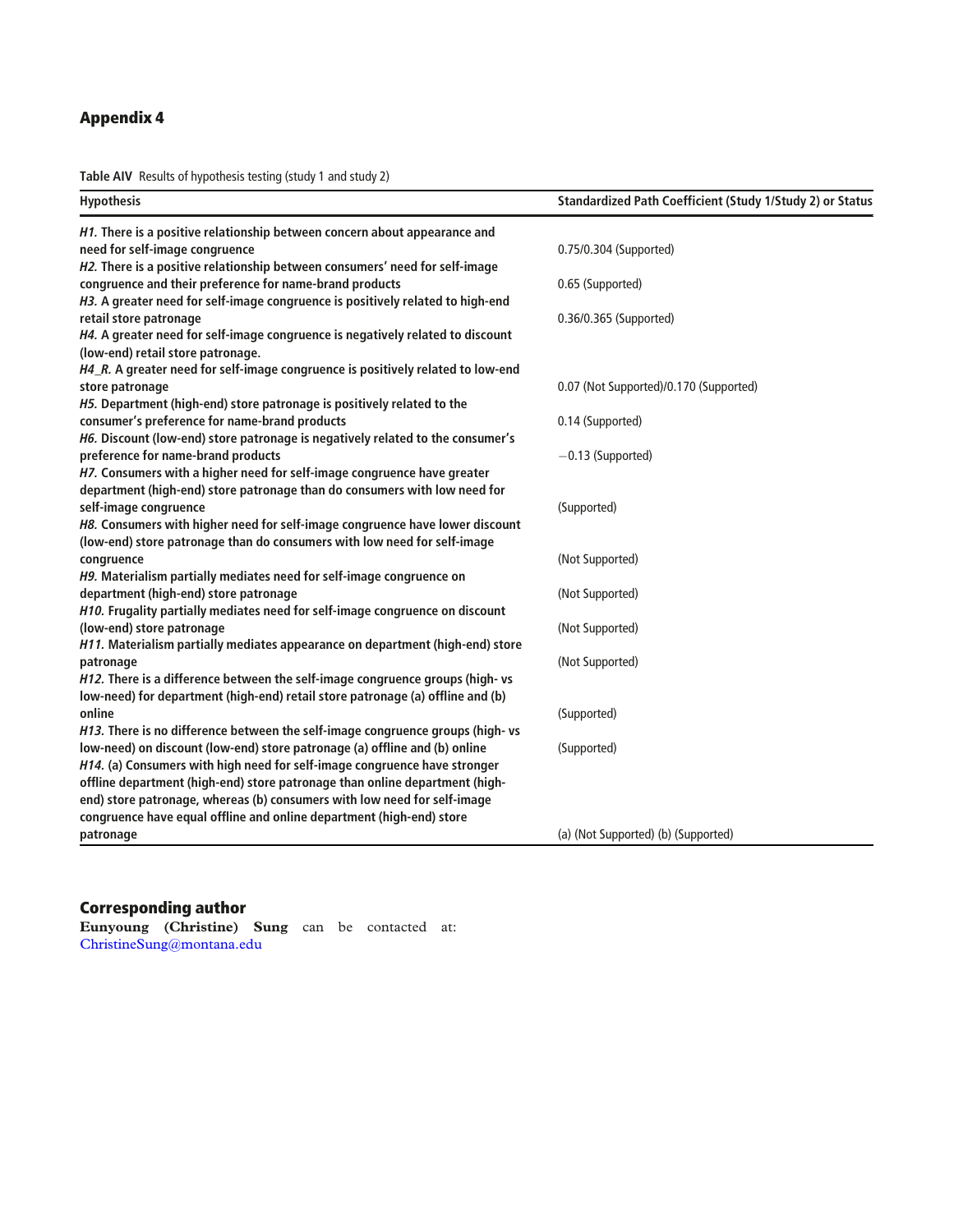## Appendix 4

**Table AIV** Results of hypothesis testing (study 1 and study 2)

| Hypothesis | Standardized Path Coefficient (Study 1/Study 2) or Status |
|---|---|
| *H1.* There is a positive relationship between concern about appearance and need for self-image congruence | 0.75/0.304 (Supported) |
| *H2.* There is a positive relationship between consumers' need for self-image congruence and their preference for name-brand products | 0.65 (Supported) |
| *H3.* A greater need for self-image congruence is positively related to high-end retail store patronage | 0.36/0.365 (Supported) |
| *H4.* A greater need for self-image congruence is negatively related to discount (low-end) retail store patronage. | |
| *H4_R.* A greater need for self-image congruence is positively related to low-end store patronage | 0.07 (Not Supported)/0.170 (Supported) |
| *H5.* Department (high-end) store patronage is positively related to the consumer's preference for name-brand products | 0.14 (Supported) |
| *H6.* Discount (low-end) store patronage is negatively related to the consumer's preference for name-brand products | −0.13 (Supported) |
| *H7.* Consumers with a higher need for self-image congruence have greater department (high-end) store patronage than do consumers with low need for self-image congruence | (Supported) |
| *H8.* Consumers with higher need for self-image congruence have lower discount (low-end) store patronage than do consumers with low need for self-image congruence | (Not Supported) |
| *H9.* Materialism partially mediates need for self-image congruence on department (high-end) store patronage | (Not Supported) |
| *H10.* Frugality partially mediates need for self-image congruence on discount (low-end) store patronage | (Not Supported) |
| *H11.* Materialism partially mediates appearance on department (high-end) store patronage | (Not Supported) |
| *H12.* There is a difference between the self-image congruence groups (high- vs low-need) for department (high-end) retail store patronage (a) offline and (b) online | (Supported) |
| *H13.* There is no difference between the self-image congruence groups (high- vs low-need) on discount (low-end) store patronage (a) offline and (b) online | (Supported) |
| *H14.* (a) Consumers with high need for self-image congruence have stronger offline department (high-end) store patronage than online department (high-end) store patronage, whereas (b) consumers with low need for self-image congruence have equal offline and online department (high-end) store patronage | (a) (Not Supported) (b) (Supported) |

## Corresponding author

**Eunyoung (Christine) Sung** can be contacted at: ChristineSung@montana.edu